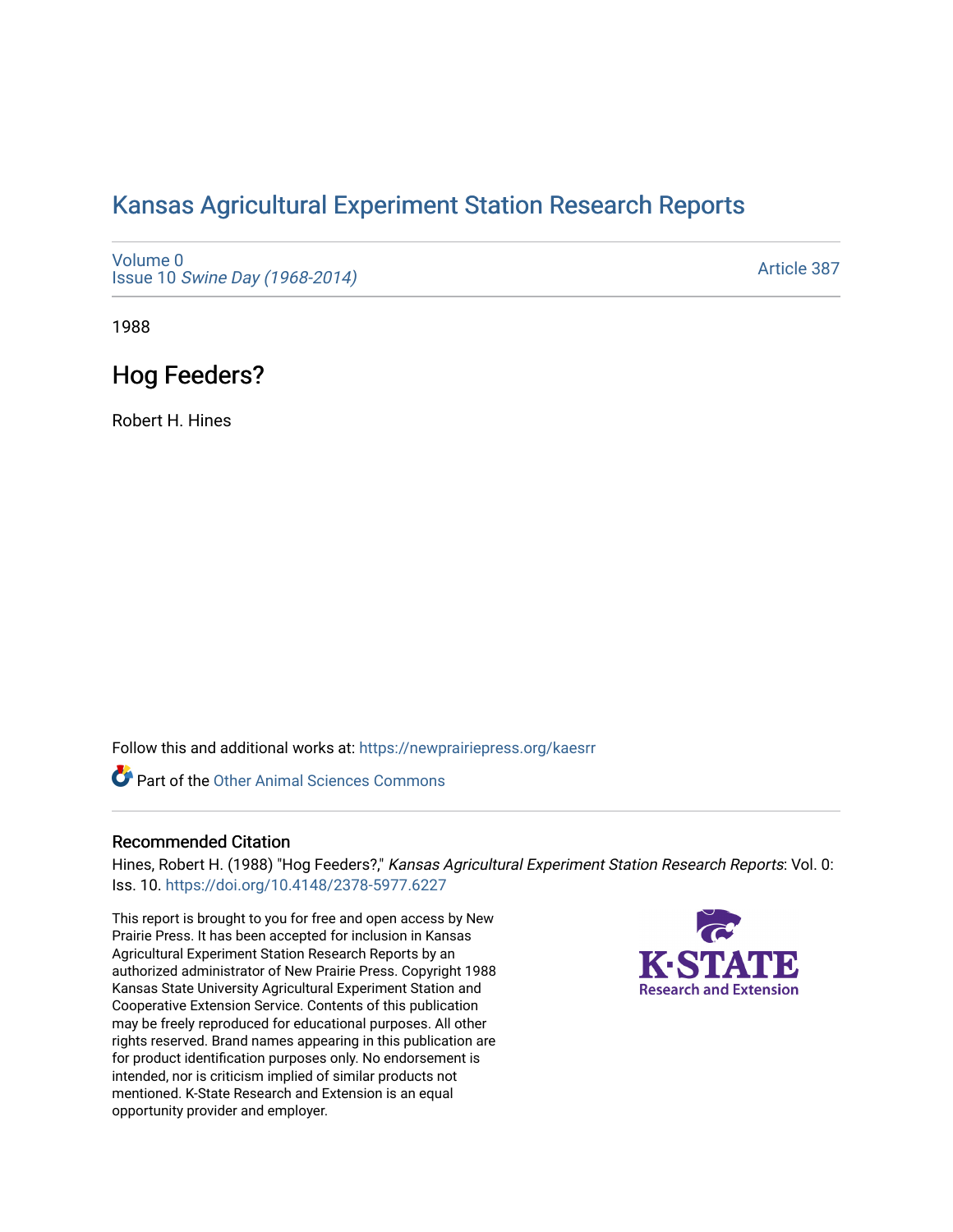# Kansas Agricultural Experiment Station Research Reports

Volume 0
Issue 10 *Swine Day (1968-2014)*

Article 387

1988

## Hog Feeders?

Robert H. Hines

Follow this and additional works at: https://newprairiepress.org/kaesrr

Part of the Other Animal Sciences Commons

### Recommended Citation

Hines, Robert H. (1988) "Hog Feeders?," *Kansas Agricultural Experiment Station Research Reports*: Vol. 0: Iss. 10. https://doi.org/10.4148/2378-5977.6227

This report is brought to you for free and open access by New Prairie Press. It has been accepted for inclusion in Kansas Agricultural Experiment Station Research Reports by an authorized administrator of New Prairie Press. Copyright 1988 Kansas State University Agricultural Experiment Station and Cooperative Extension Service. Contents of this publication may be freely reproduced for educational purposes. All other rights reserved. Brand names appearing in this publication are for product identification purposes only. No endorsement is intended, nor is criticism implied of similar products not mentioned. K-State Research and Extension is an equal opportunity provider and employer.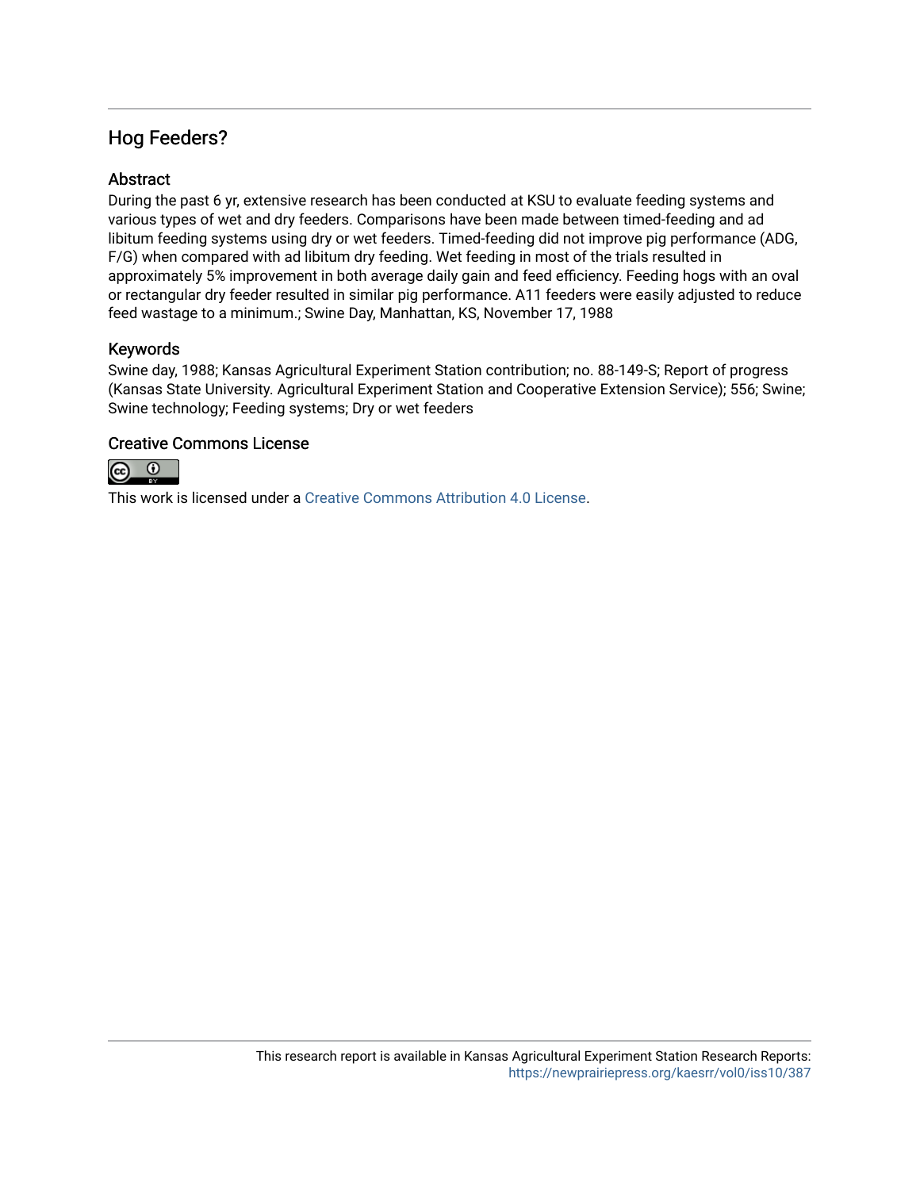## Hog Feeders?

### Abstract

During the past 6 yr, extensive research has been conducted at KSU to evaluate feeding systems and various types of wet and dry feeders. Comparisons have been made between timed-feeding and ad libitum feeding systems using dry or wet feeders. Timed-feeding did not improve pig performance (ADG, F/G) when compared with ad libitum dry feeding. Wet feeding in most of the trials resulted in approximately 5% improvement in both average daily gain and feed efficiency. Feeding hogs with an oval or rectangular dry feeder resulted in similar pig performance. A11 feeders were easily adjusted to reduce feed wastage to a minimum.; Swine Day, Manhattan, KS, November 17, 1988

### Keywords

Swine day, 1988; Kansas Agricultural Experiment Station contribution; no. 88-149-S; Report of progress (Kansas State University. Agricultural Experiment Station and Cooperative Extension Service); 556; Swine; Swine technology; Feeding systems; Dry or wet feeders

### Creative Commons License

This work is licensed under a Creative Commons Attribution 4.0 License.

This research report is available in Kansas Agricultural Experiment Station Research Reports: https://newprairiepress.org/kaesrr/vol0/iss10/387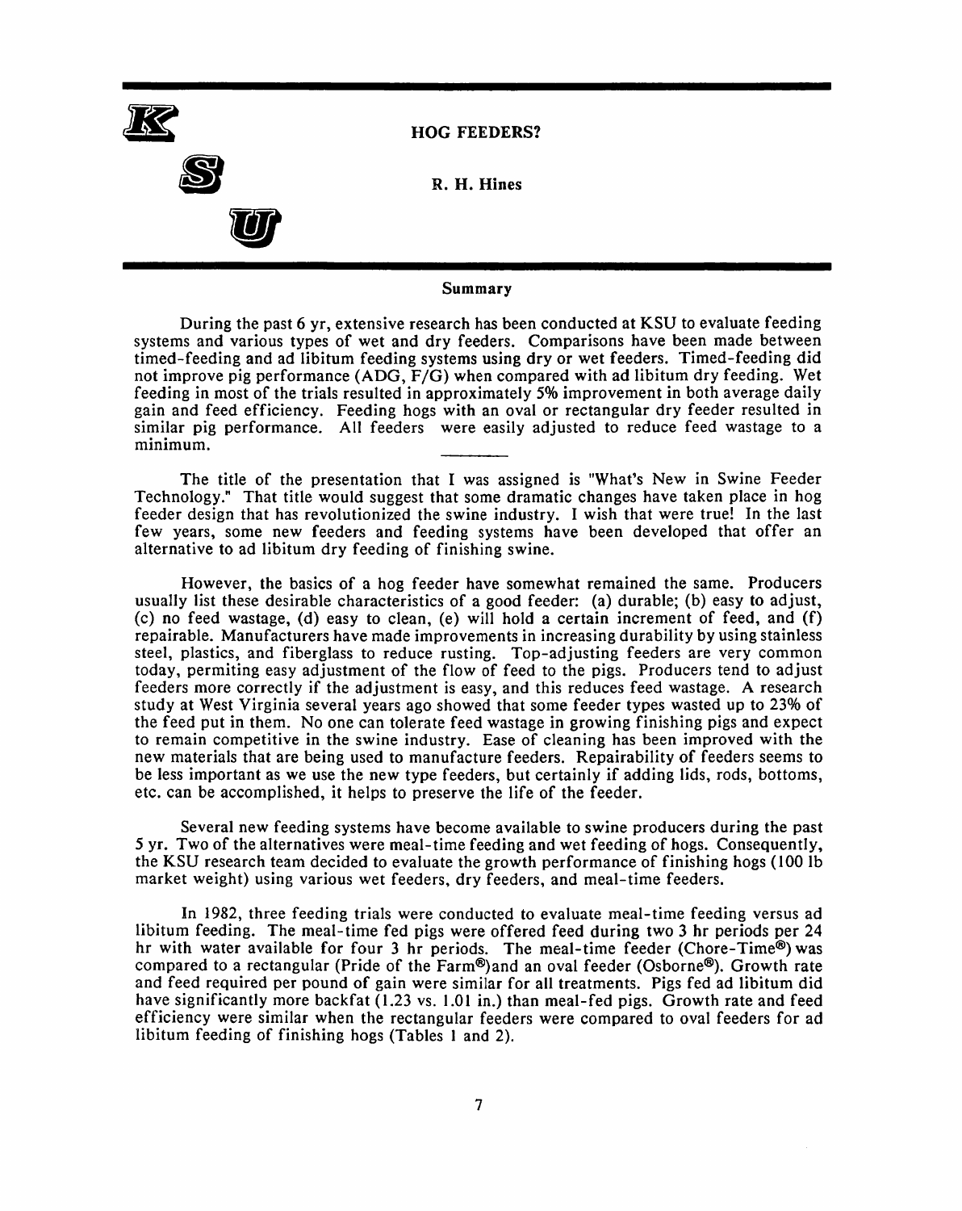# HOG FEEDERS?

**R. H. Hines**

### Summary

During the past 6 yr, extensive research has been conducted at KSU to evaluate feeding systems and various types of wet and dry feeders. Comparisons have been made between timed-feeding and ad libitum feeding systems using dry or wet feeders. Timed-feeding did not improve pig performance (ADG, F/G) when compared with ad libitum dry feeding. Wet feeding in most of the trials resulted in approximately 5% improvement in both average daily gain and feed efficiency. Feeding hogs with an oval or rectangular dry feeder resulted in similar pig performance. All feeders were easily adjusted to reduce feed wastage to a minimum.

---

The title of the presentation that I was assigned is "What's New in Swine Feeder Technology." That title would suggest that some dramatic changes have taken place in hog feeder design that has revolutionized the swine industry. I wish that were true! In the last few years, some new feeders and feeding systems have been developed that offer an alternative to ad libitum dry feeding of finishing swine.

However, the basics of a hog feeder have somewhat remained the same. Producers usually list these desirable characteristics of a good feeder: (a) durable; (b) easy to adjust, (c) no feed wastage, (d) easy to clean, (e) will hold a certain increment of feed, and (f) repairable. Manufacturers have made improvements in increasing durability by using stainless steel, plastics, and fiberglass to reduce rusting. Top-adjusting feeders are very common today, permiting easy adjustment of the flow of feed to the pigs. Producers tend to adjust feeders more correctly if the adjustment is easy, and this reduces feed wastage. A research study at West Virginia several years ago showed that some feeder types wasted up to 23% of the feed put in them. No one can tolerate feed wastage in growing finishing pigs and expect to remain competitive in the swine industry. Ease of cleaning has been improved with the new materials that are being used to manufacture feeders. Repairability of feeders seems to be less important as we use the new type feeders, but certainly if adding lids, rods, bottoms, etc. can be accomplished, it helps to preserve the life of the feeder.

Several new feeding systems have become available to swine producers during the past 5 yr. Two of the alternatives were meal-time feeding and wet feeding of hogs. Consequently, the KSU research team decided to evaluate the growth performance of finishing hogs (100 lb market weight) using various wet feeders, dry feeders, and meal-time feeders.

In 1982, three feeding trials were conducted to evaluate meal-time feeding versus ad libitum feeding. The meal-time fed pigs were offered feed during two 3 hr periods per 24 hr with water available for four 3 hr periods. The meal-time feeder (Chore-Time®) was compared to a rectangular (Pride of the Farm®) and an oval feeder (Osborne®). Growth rate and feed required per pound of gain were similar for all treatments. Pigs fed ad libitum did have significantly more backfat (1.23 vs. 1.01 in.) than meal-fed pigs. Growth rate and feed efficiency were similar when the rectangular feeders were compared to oval feeders for ad libitum feeding of finishing hogs (Tables 1 and 2).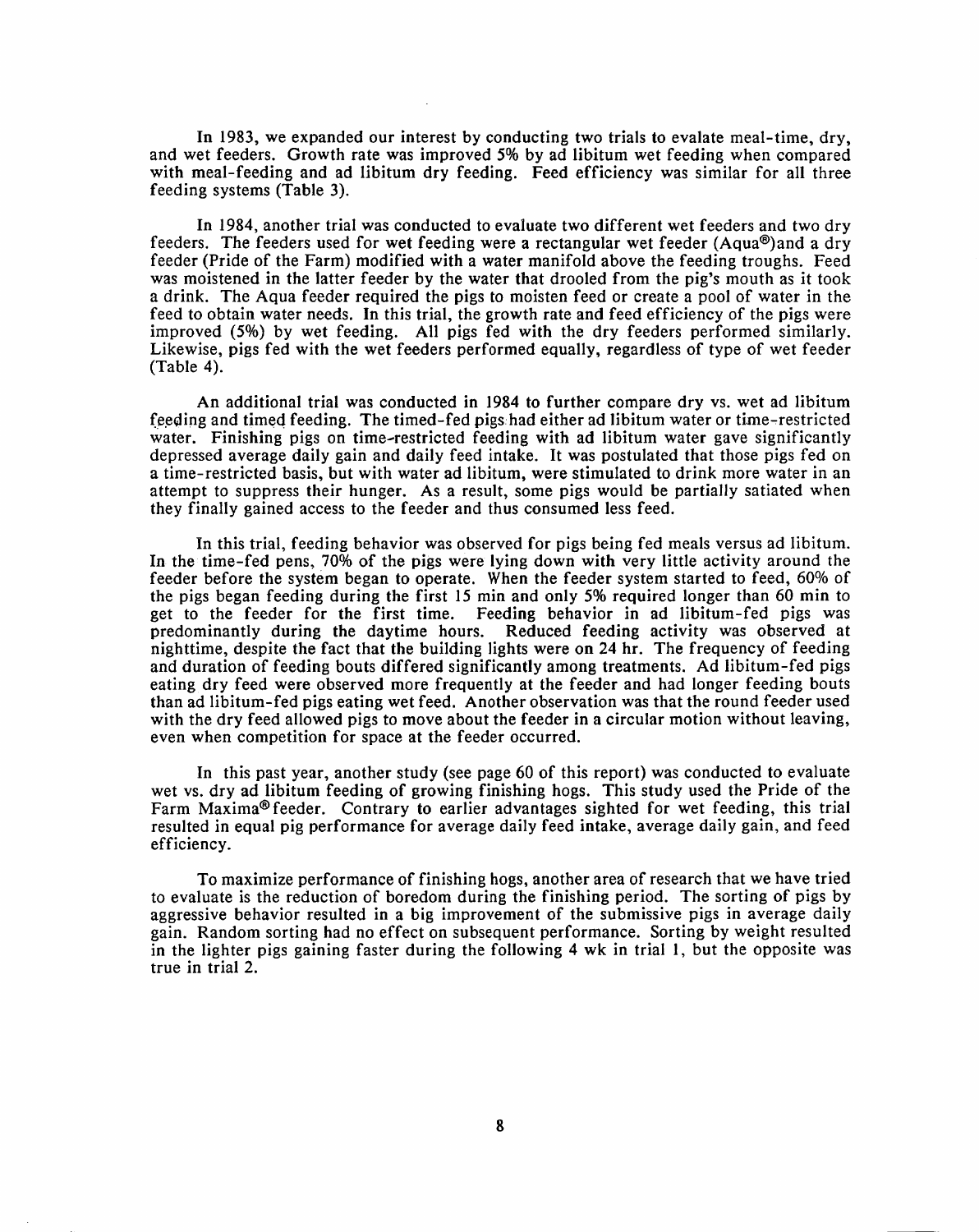In 1983, we expanded our interest by conducting two trials to evalate meal-time, dry, and wet feeders. Growth rate was improved 5% by ad libitum wet feeding when compared with meal-feeding and ad libitum dry feeding. Feed efficiency was similar for all three feeding systems (Table 3).

In 1984, another trial was conducted to evaluate two different wet feeders and two dry feeders. The feeders used for wet feeding were a rectangular wet feeder (Aqua®)and a dry feeder (Pride of the Farm) modified with a water manifold above the feeding troughs. Feed was moistened in the latter feeder by the water that drooled from the pig's mouth as it took a drink. The Aqua feeder required the pigs to moisten feed or create a pool of water in the feed to obtain water needs. In this trial, the growth rate and feed efficiency of the pigs were improved (5%) by wet feeding. All pigs fed with the dry feeders performed similarly. Likewise, pigs fed with the wet feeders performed equally, regardless of type of wet feeder (Table 4).

An additional trial was conducted in 1984 to further compare dry vs. wet ad libitum feeding and timed feeding. The timed-fed pigs had either ad libitum water or time-restricted water. Finishing pigs on time-restricted feeding with ad libitum water gave significantly depressed average daily gain and daily feed intake. It was postulated that those pigs fed on a time-restricted basis, but with water ad libitum, were stimulated to drink more water in an attempt to suppress their hunger. As a result, some pigs would be partially satiated when they finally gained access to the feeder and thus consumed less feed.

In this trial, feeding behavior was observed for pigs being fed meals versus ad libitum. In the time-fed pens, 70% of the pigs were lying down with very little activity around the feeder before the system began to operate. When the feeder system started to feed, 60% of the pigs began feeding during the first 15 min and only 5% required longer than 60 min to get to the feeder for the first time. Feeding behavior in ad libitum-fed pigs was predominantly during the daytime hours. Reduced feeding activity was observed at nighttime, despite the fact that the building lights were on 24 hr. The frequency of feeding and duration of feeding bouts differed significantly among treatments. Ad libitum-fed pigs eating dry feed were observed more frequently at the feeder and had longer feeding bouts than ad libitum-fed pigs eating wet feed. Another observation was that the round feeder used with the dry feed allowed pigs to move about the feeder in a circular motion without leaving, even when competition for space at the feeder occurred.

In this past year, another study (see page 60 of this report) was conducted to evaluate wet vs. dry ad libitum feeding of growing finishing hogs. This study used the Pride of the Farm Maxima® feeder. Contrary to earlier advantages sighted for wet feeding, this trial resulted in equal pig performance for average daily feed intake, average daily gain, and feed efficiency.

To maximize performance of finishing hogs, another area of research that we have tried to evaluate is the reduction of boredom during the finishing period. The sorting of pigs by aggressive behavior resulted in a big improvement of the submissive pigs in average daily gain. Random sorting had no effect on subsequent performance. Sorting by weight resulted in the lighter pigs gaining faster during the following 4 wk in trial 1, but the opposite was true in trial 2.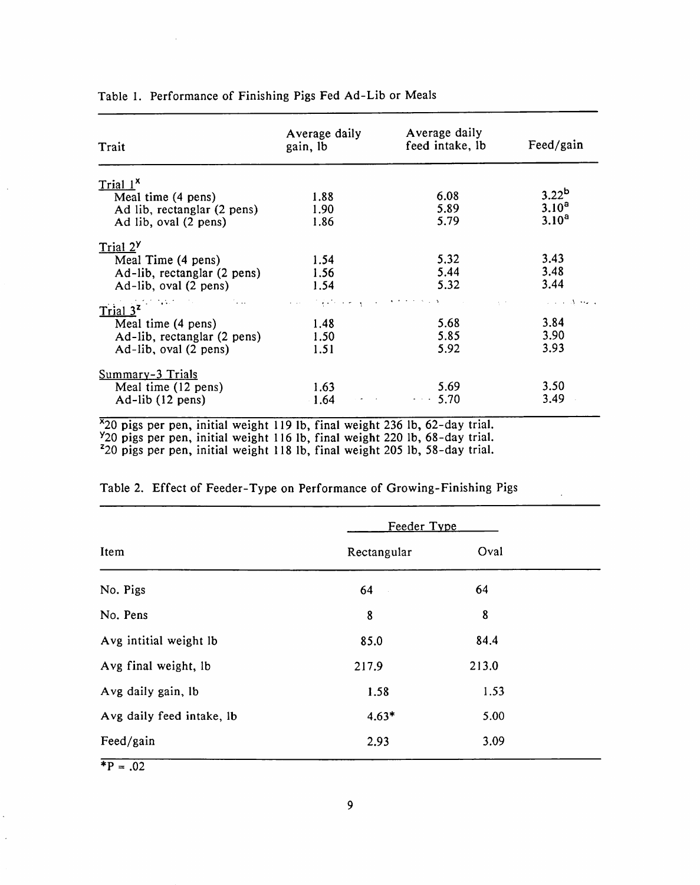Table 1. Performance of Finishing Pigs Fed Ad-Lib or Meals

| Trait | Average daily gain, lb | Average daily feed intake, lb | Feed/gain |
|---|---|---|---|
| Trial 1[x] | | | |
| Meal time (4 pens) | 1.88 | 6.08 | 3.22[b] |
| Ad lib, rectanglar (2 pens) | 1.90 | 5.89 | 3.10[a] |
| Ad lib, oval (2 pens) | 1.86 | 5.79 | 3.10[a] |
| Trial 2[y] | | | |
| Meal Time (4 pens) | 1.54 | 5.32 | 3.43 |
| Ad-lib, rectanglar (2 pens) | 1.56 | 5.44 | 3.48 |
| Ad-lib, oval (2 pens) | 1.54 | 5.32 | 3.44 |
| Trial 3[z] | | | |
| Meal time (4 pens) | 1.48 | 5.68 | 3.84 |
| Ad-lib, rectanglar (2 pens) | 1.50 | 5.85 | 3.90 |
| Ad-lib, oval (2 pens) | 1.51 | 5.92 | 3.93 |
| Summary-3 Trials | | | |
| Meal time (12 pens) | 1.63 | 5.69 | 3.50 |
| Ad-lib (12 pens) | 1.64 | 5.70 | 3.49 |

[x]20 pigs per pen, initial weight 119 lb, final weight 236 lb, 62-day trial.
[y]20 pigs per pen, initial weight 116 lb, final weight 220 lb, 68-day trial.
[z]20 pigs per pen, initial weight 118 lb, final weight 205 lb, 58-day trial.

Table 2. Effect of Feeder-Type on Performance of Growing-Finishing Pigs

| | Feeder Type | |
|---|---|---|
| Item | Rectangular | Oval |
| No. Pigs | 64 | 64 |
| No. Pens | 8 | 8 |
| Avg intitial weight lb | 85.0 | 84.4 |
| Avg final weight, lb | 217.9 | 213.0 |
| Avg daily gain, lb | 1.58 | 1.53 |
| Avg daily feed intake, lb | 4.63* | 5.00 |
| Feed/gain | 2.93 | 3.09 |

*P = .02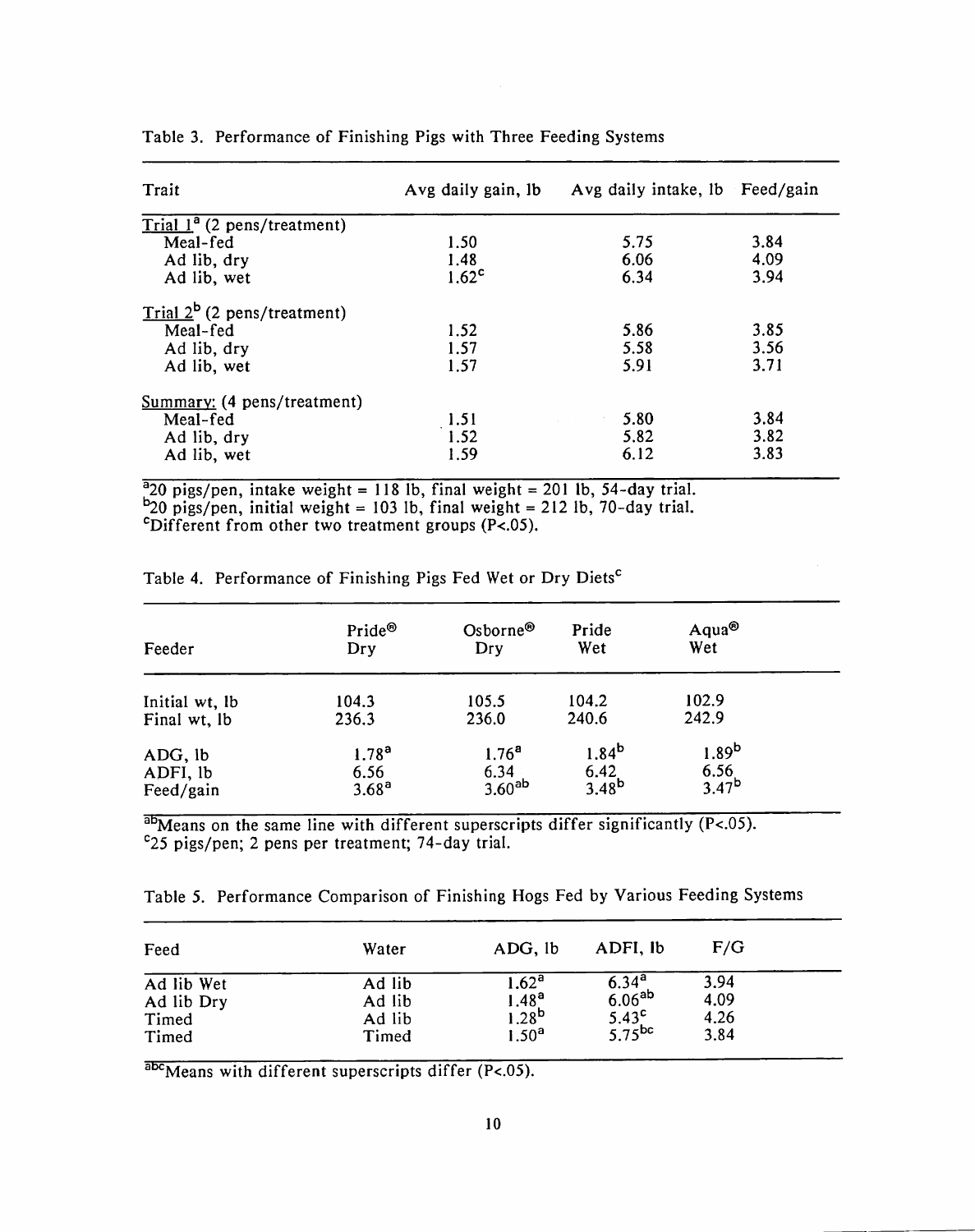Table 3. Performance of Finishing Pigs with Three Feeding Systems

| Trait | Avg daily gain, lb | Avg daily intake, lb | Feed/gain |
|---|---|---|---|
| Trial 1[a] (2 pens/treatment) | | | |
| Meal-fed | 1.50 | 5.75 | 3.84 |
| Ad lib, dry | 1.48 | 6.06 | 4.09 |
| Ad lib, wet | 1.62[c] | 6.34 | 3.94 |
| Trial 2[b] (2 pens/treatment) | | | |
| Meal-fed | 1.52 | 5.86 | 3.85 |
| Ad lib, dry | 1.57 | 5.58 | 3.56 |
| Ad lib, wet | 1.57 | 5.91 | 3.71 |
| Summary: (4 pens/treatment) | | | |
| Meal-fed | 1.51 | 5.80 | 3.84 |
| Ad lib, dry | 1.52 | 5.82 | 3.82 |
| Ad lib, wet | 1.59 | 6.12 | 3.83 |

[a]20 pigs/pen, intake weight = 118 lb, final weight = 201 lb, 54-day trial.
[b]20 pigs/pen, initial weight = 103 lb, final weight = 212 lb, 70-day trial.
[c]Different from other two treatment groups (P<.05).

Table 4. Performance of Finishing Pigs Fed Wet or Dry Diets[c]

| Feeder | Pride® Dry | Osborne® Dry | Pride Wet | Aqua® Wet |
|---|---|---|---|---|
| Initial wt, lb | 104.3 | 105.5 | 104.2 | 102.9 |
| Final wt, lb | 236.3 | 236.0 | 240.6 | 242.9 |
| ADG, lb | 1.78[a] | 1.76[a] | 1.84[b] | 1.89[b] |
| ADFI, lb | 6.56 | 6.34 | 6.42 | 6.56 |
| Feed/gain | 3.68[a] | 3.60[ab] | 3.48[b] | 3.47[b] |

[ab]Means on the same line with different superscripts differ significantly (P<.05).
[c]25 pigs/pen; 2 pens per treatment; 74-day trial.

Table 5. Performance Comparison of Finishing Hogs Fed by Various Feeding Systems

| Feed | Water | ADG, lb | ADFI, lb | F/G |
|---|---|---|---|---|
| Ad lib Wet | Ad lib | 1.62[a] | 6.34[a] | 3.94 |
| Ad lib Dry | Ad lib | 1.48[a] | 6.06[ab] | 4.09 |
| Timed | Ad lib | 1.28[b] | 5.43[c] | 4.26 |
| Timed | Timed | 1.50[a] | 5.75[bc] | 3.84 |

[abc]Means with different superscripts differ (P<.05).